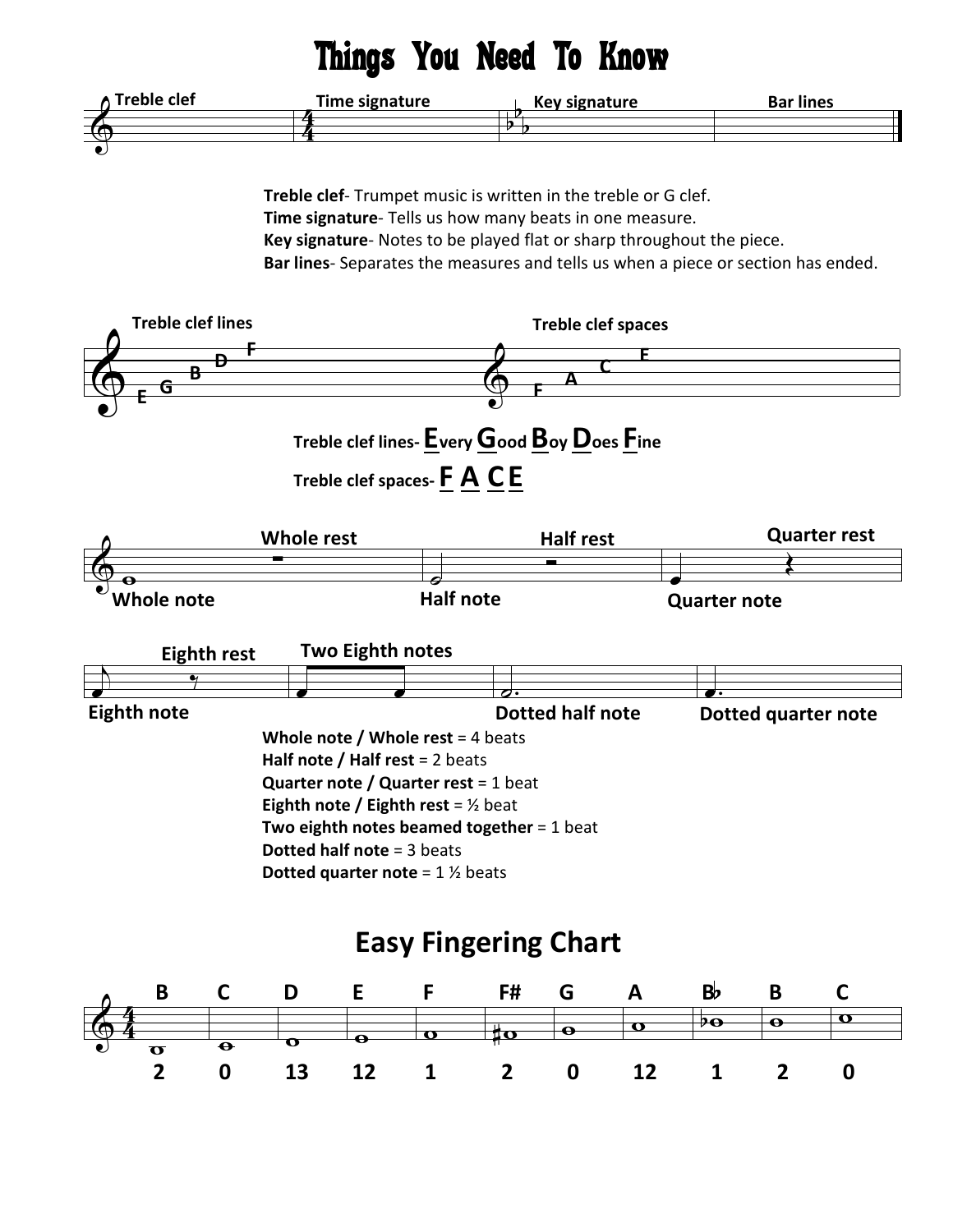# Things You Need To Know

Treble clef | Time signature | Key signature | Bar lines

**Treble clef**- Trumpet music is written in the treble or G clef.
**Time signature**- Tells us how many beats in one measure.
**Key signature**- Notes to be played flat or sharp throughout the piece.
**Bar lines**- Separates the measures and tells us when a piece or section has ended.

**Treble clef lines**: E G B D F

**Treble clef spaces**: F A C E

**Treble clef lines- Every Good Boy Does Fine**

**Treble clef spaces- F A C E**

**Whole rest** | **Half rest** | **Quarter rest**

**Whole note** | **Half note** | **Quarter note**

**Eighth rest** | **Two Eighth notes**

**Eighth note** | **Dotted half note** | **Dotted quarter note**

**Whole note / Whole rest** = 4 beats
**Half note / Half rest** = 2 beats
**Quarter note / Quarter rest** = 1 beat
**Eighth note / Eighth rest** = ½ beat
**Two eighth notes beamed together** = 1 beat
**Dotted half note** = 3 beats
**Dotted quarter note** = 1 ½ beats

## Easy Fingering Chart

| B | C | D | E | F | F# | G | A | B♭ | B | C |
|---|---|---|---|---|---|---|---|---|---|---|
| 2 | 0 | 13 | 12 | 1 | 2 | 0 | 12 | 1 | 2 | 0 |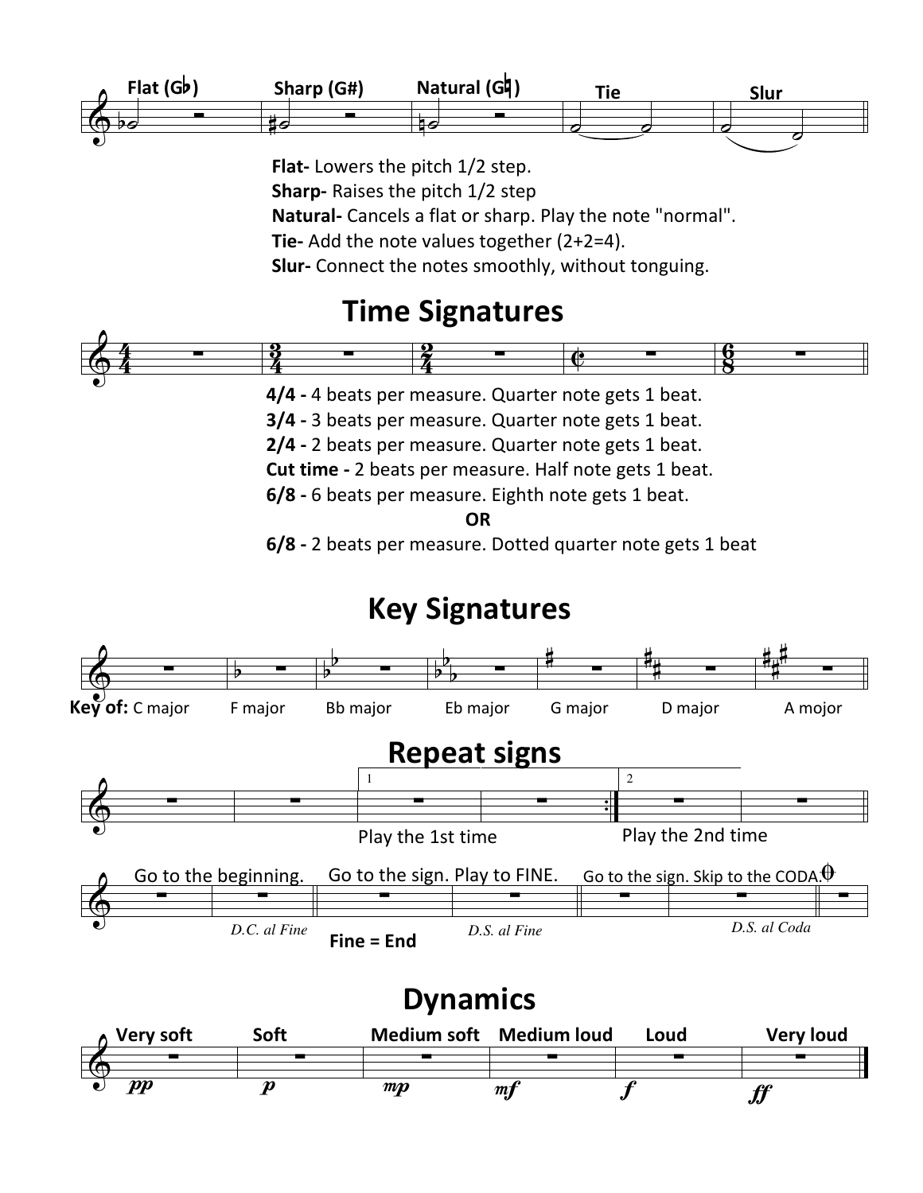Flat (G♭) Sharp (G#) Natural (G♮) Tie Slur

**Flat-** Lowers the pitch 1/2 step.
**Sharp-** Raises the pitch 1/2 step
**Natural-** Cancels a flat or sharp. Play the note "normal".
**Tie-** Add the note values together (2+2=4).
**Slur-** Connect the notes smoothly, without tonguing.

# Time Signatures

**4/4 -** 4 beats per measure. Quarter note gets 1 beat.
**3/4 -** 3 beats per measure. Quarter note gets 1 beat.
**2/4 -** 2 beats per measure. Quarter note gets 1 beat.
**Cut time -** 2 beats per measure. Half note gets 1 beat.
**6/8 -** 6 beats per measure. Eighth note gets 1 beat.

**OR**

**6/8 -** 2 beats per measure. Dotted quarter note gets 1 beat

# Key Signatures

**Key of:** C major F major Bb major Eb major G major D major A mojor

# Repeat signs

1 Play the 1st time

2 Play the 2nd time

Go to the beginning. *D.C. al Fine*

Go to the sign. Play to FINE. *D.S. al Fine*

**Fine = End**

Go to the sign. Skip to the CODA. *D.S. al Coda*

# Dynamics

Very soft *pp*
Soft *p*
Medium soft *mp*
Medium loud *mf*
Loud *f*
Very loud *ff*